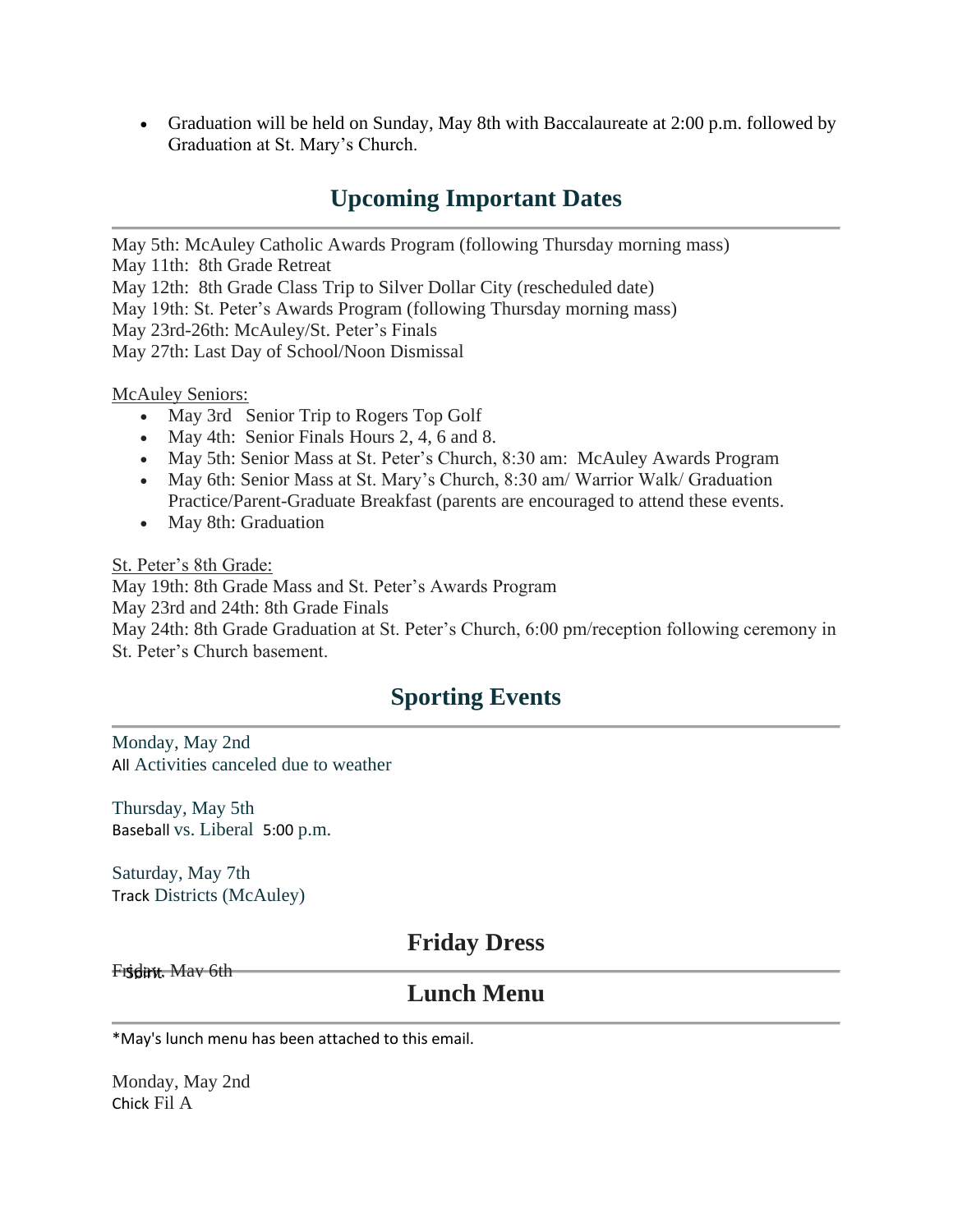- Graduation will be held on Sunday, May 8th with Baccalaureate at 2:00 p.m. followed by Graduation at St. Mary's Church.

## Upcoming Important Dates

May 5th: McAuley Catholic Awards Program (following Thursday morning mass)
May 11th: 8th Grade Retreat
May 12th: 8th Grade Class Trip to Silver Dollar City (rescheduled date)
May 19th: St. Peter's Awards Program (following Thursday morning mass)
May 23rd-26th: McAuley/St. Peter's Finals
May 27th: Last Day of School/Noon Dismissal

McAuley Seniors:

- May 3rd Senior Trip to Rogers Top Golf
- May 4th: Senior Finals Hours 2, 4, 6 and 8.
- May 5th: Senior Mass at St. Peter's Church, 8:30 am: McAuley Awards Program
- May 6th: Senior Mass at St. Mary's Church, 8:30 am/ Warrior Walk/ Graduation Practice/Parent-Graduate Breakfast (parents are encouraged to attend these events.
- May 8th: Graduation

St. Peter's 8th Grade:

May 19th: 8th Grade Mass and St. Peter's Awards Program
May 23rd and 24th: 8th Grade Finals
May 24th: 8th Grade Graduation at St. Peter's Church, 6:00 pm/reception following ceremony in St. Peter's Church basement.

## Sporting Events

Monday, May 2nd
All Activities canceled due to weather

Thursday, May 5th
Baseball vs. Liberal 5:00 p.m.

Saturday, May 7th
Track Districts (McAuley)

## Friday Dress

Friday, May 6th
Spirit

## Lunch Menu

*May's lunch menu has been attached to this email.

Monday, May 2nd
Chick Fil A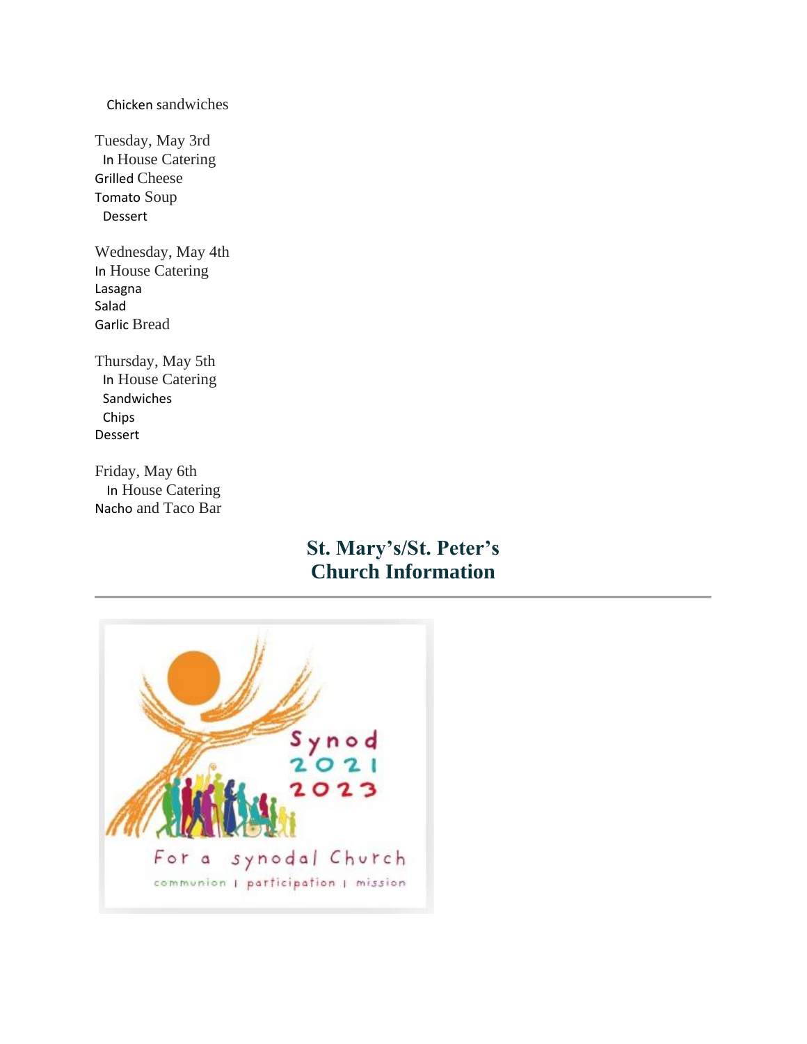Chicken sandwiches

Tuesday, May 3rd
In House Catering
Grilled Cheese
Tomato Soup
Dessert

Wednesday, May 4th
In House Catering
Lasagna
Salad
Garlic Bread

Thursday, May 5th
In House Catering
Sandwiches
Chips
Dessert

Friday, May 6th
In House Catering
Nacho and Taco Bar

## St. Mary's/St. Peter's Church Information

---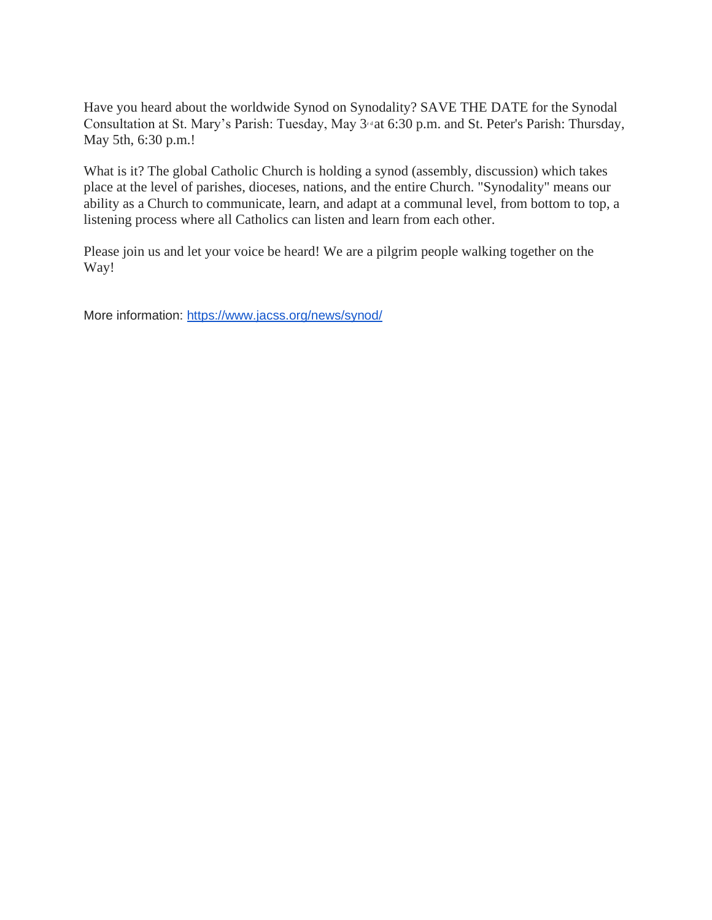Have you heard about the worldwide Synod on Synodality? SAVE THE DATE for the Synodal Consultation at St. Mary's Parish: Tuesday, May 3rd at 6:30 p.m. and St. Peter's Parish: Thursday, May 5th, 6:30 p.m.!

What is it? The global Catholic Church is holding a synod (assembly, discussion) which takes place at the level of parishes, dioceses, nations, and the entire Church. "Synodality" means our ability as a Church to communicate, learn, and adapt at a communal level, from bottom to top, a listening process where all Catholics can listen and learn from each other.

Please join us and let your voice be heard! We are a pilgrim people walking together on the Way!

More information: [https://www.jacss.org/news/synod/](https://www.jacss.org/news/synod/)